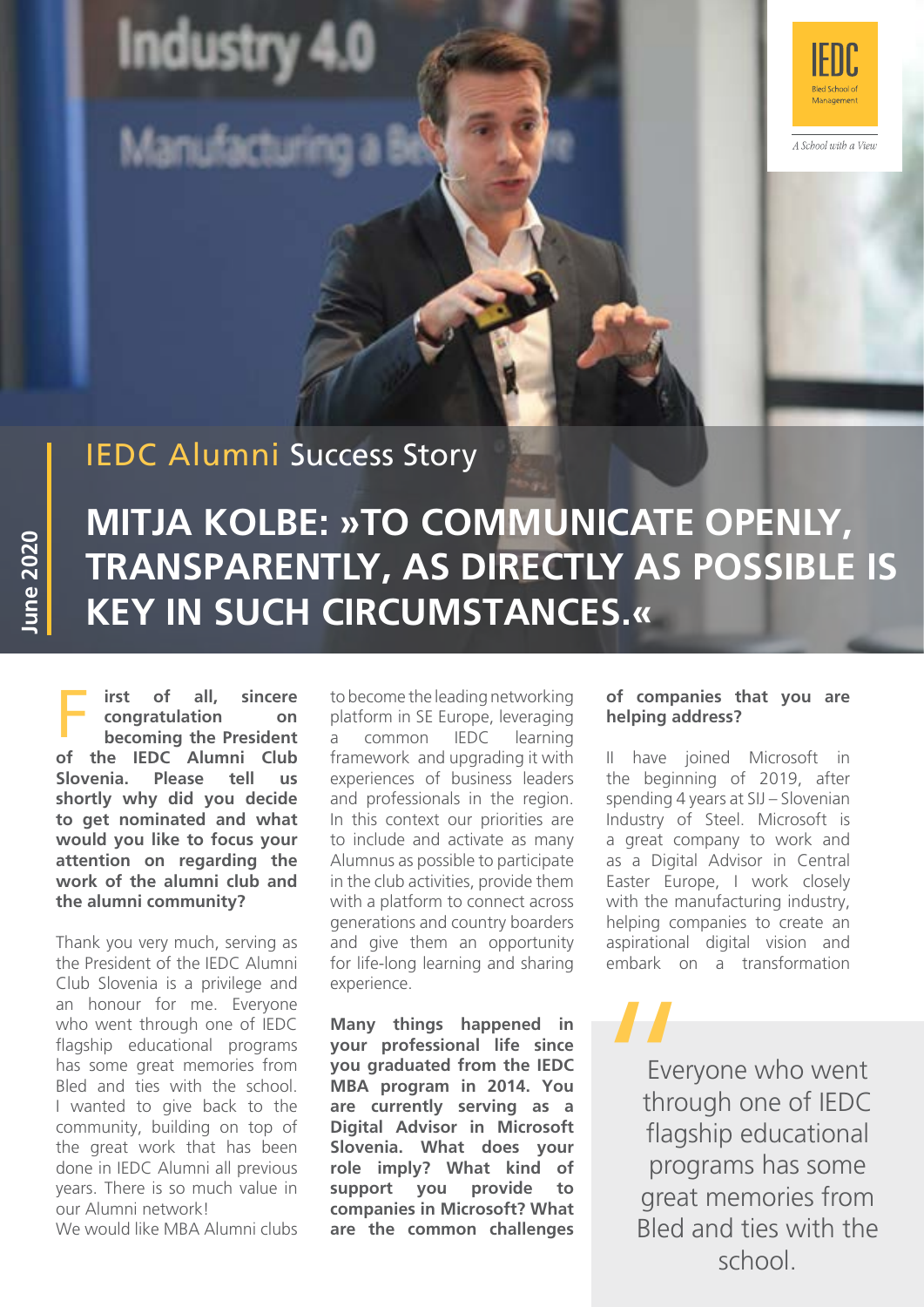## IEDC Alumni Success Story

# MITJA KOLBE: »TO COMMUNICATE OPENLY, TRANSPARENTLY, AS DIRECTLY AS POSSIBLE IS KEY IN SUCH CIRCUMSTANCES.«

**First of all, sincere congratulation on becoming the President of the IEDC Alumni Club Slovenia. Please tell us shortly why did you decide to get nominated and what would you like to focus your attention on regarding the work of the alumni club and the alumni community?**

Thank you very much, serving as the President of the IEDC Alumni Club Slovenia is a privilege and an honour for me. Everyone who went through one of IEDC flagship educational programs has some great memories from Bled and ties with the school. I wanted to give back to the community, building on top of the great work that has been done in IEDC Alumni all previous years. There is so much value in our Alumni network!

We would like MBA Alumni clubs to become the leading networking platform in SE Europe, leveraging a common IEDC learning framework and upgrading it with experiences of business leaders and professionals in the region. In this context our priorities are to include and activate as many Alumnus as possible to participate in the club activities, provide them with a platform to connect across generations and country boarders and give them an opportunity for life-long learning and sharing experience.

**Many things happened in your professional life since you graduated from the IEDC MBA program in 2014. You are currently serving as a Digital Advisor in Microsoft Slovenia. What does your role imply? What kind of support you provide to companies in Microsoft? What are the common challenges of companies that you are helping address?**

II have joined Microsoft in the beginning of 2019, after spending 4 years at SIJ – Slovenian Industry of Steel. Microsoft is a great company to work and as a Digital Advisor in Central Easter Europe, I work closely with the manufacturing industry, helping companies to create an aspirational digital vision and embark on a transformation

> Everyone who went through one of IEDC flagship educational programs has some great memories from Bled and ties with the school.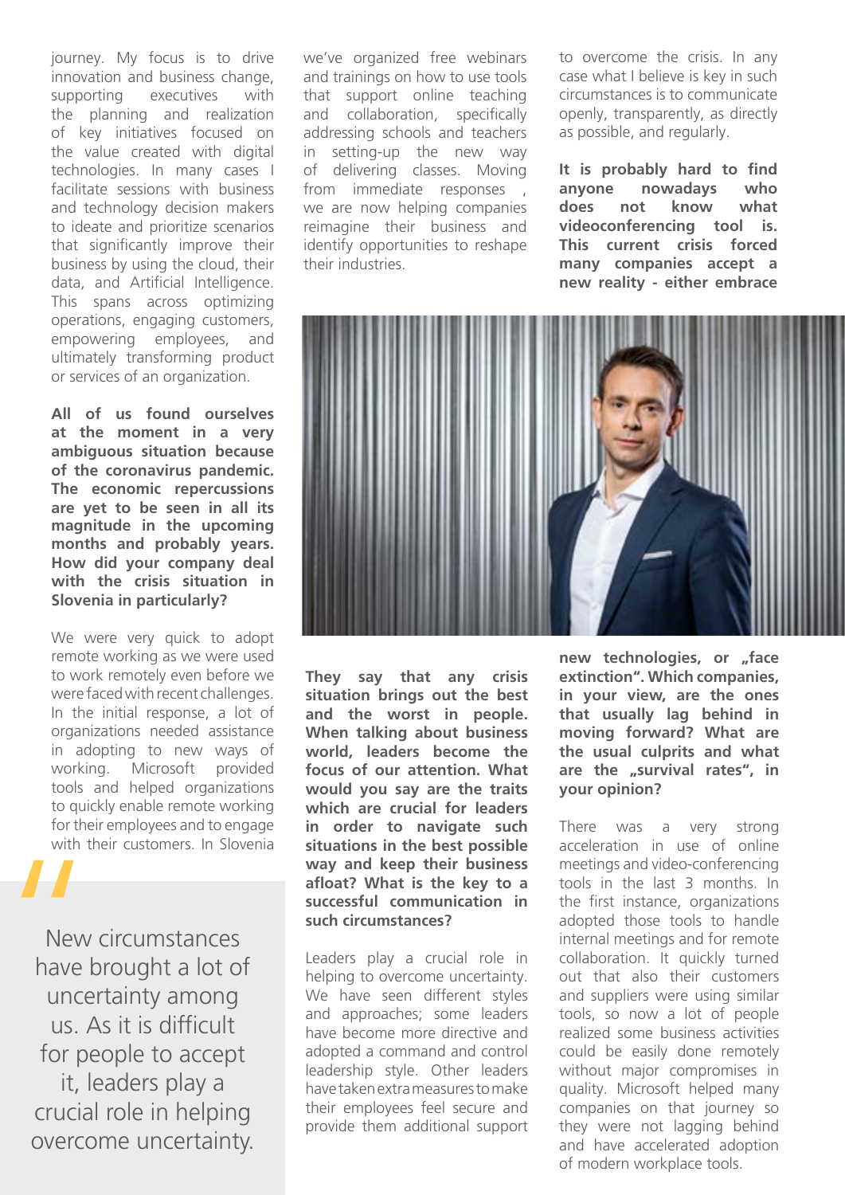journey. My focus is to drive innovation and business change, supporting executives with the planning and realization of key initiatives focused on the value created with digital technologies. In many cases I facilitate sessions with business and technology decision makers to ideate and prioritize scenarios that significantly improve their business by using the cloud, their data, and Artificial Intelligence. This spans across optimizing operations, engaging customers, empowering employees, and ultimately transforming product or services of an organization.

**All of us found ourselves at the moment in a very ambiguous situation because of the coronavirus pandemic. The economic repercussions are yet to be seen in all its magnitude in the upcoming months and probably years. How did your company deal with the crisis situation in Slovenia in particularly?**

We were very quick to adopt remote working as we were used to work remotely even before we were faced with recent challenges. In the initial response, a lot of organizations needed assistance in adopting to new ways of working. Microsoft provided tools and helped organizations to quickly enable remote working for their employees and to engage with their customers. In Slovenia we've organized free webinars and trainings on how to use tools that support online teaching and collaboration, specifically addressing schools and teachers in setting-up the new way of delivering classes. Moving from immediate responses , we are now helping companies reimagine their business and identify opportunities to reshape their industries.

> New circumstances have brought a lot of uncertainty among us. As it is difficult for people to accept it, leaders play a crucial role in helping overcome uncertainty.

**They say that any crisis situation brings out the best and the worst in people. When talking about business world, leaders become the focus of our attention. What would you say are the traits which are crucial for leaders in order to navigate such situations in the best possible way and keep their business afloat? What is the key to a successful communication in such circumstances?**

Leaders play a crucial role in helping to overcome uncertainty. We have seen different styles and approaches; some leaders have become more directive and adopted a command and control leadership style. Other leaders have taken extra measures to make their employees feel secure and provide them additional support to overcome the crisis. In any case what I believe is key in such circumstances is to communicate openly, transparently, as directly as possible, and regularly.

**It is probably hard to find anyone nowadays who does not know what videoconferencing tool is. This current crisis forced many companies accept a new reality - either embrace new technologies, or „face extinction". Which companies, in your view, are the ones that usually lag behind in moving forward? What are the usual culprits and what are the „survival rates", in your opinion?**

There was a very strong acceleration in use of online meetings and video-conferencing tools in the last 3 months. In the first instance, organizations adopted those tools to handle internal meetings and for remote collaboration. It quickly turned out that also their customers and suppliers were using similar tools, so now a lot of people realized some business activities could be easily done remotely without major compromises in quality. Microsoft helped many companies on that journey so they were not lagging behind and have accelerated adoption of modern workplace tools.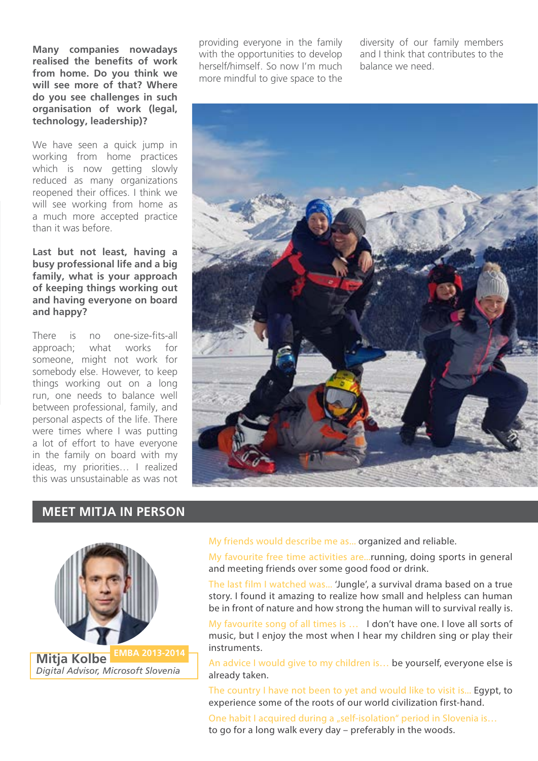**Many companies nowadays realised the benefits of work from home. Do you think we will see more of that? Where do you see challenges in such organisation of work (legal, technology, leadership)?**

We have seen a quick jump in working from home practices which is now getting slowly reduced as many organizations reopened their offices. I think we will see working from home as a much more accepted practice than it was before.

**Last but not least, having a busy professional life and a big family, what is your approach of keeping things working out and having everyone on board and happy?**

There is no one-size-fits-all approach; what works for someone, might not work for somebody else. However, to keep things working out on a long run, one needs to balance well between professional, family, and personal aspects of the life. There were times where I was putting a lot of effort to have everyone in the family on board with my ideas, my priorities… I realized this was unsustainable as was not providing everyone in the family with the opportunities to develop herself/himself. So now I'm much more mindful to give space to the diversity of our family members and I think that contributes to the balance we need.

## MEET MITJA IN PERSON

**Mitja Kolbe** EMBA 2013-2014
*Digital Advisor, Microsoft Slovenia*

My friends would describe me as... organized and reliable.

My favourite free time activities are...running, doing sports in general and meeting friends over some good food or drink.

The last film I watched was... 'Jungle', a survival drama based on a true story. I found it amazing to realize how small and helpless can human be in front of nature and how strong the human will to survival really is.

My favourite song of all times is … I don't have one. I love all sorts of music, but I enjoy the most when I hear my children sing or play their instruments.

An advice I would give to my children is… be yourself, everyone else is already taken.

The country I have not been to yet and would like to visit is... Egypt, to experience some of the roots of our world civilization first-hand.

One habit I acquired during a „self-isolation" period in Slovenia is… to go for a long walk every day – preferably in the woods.